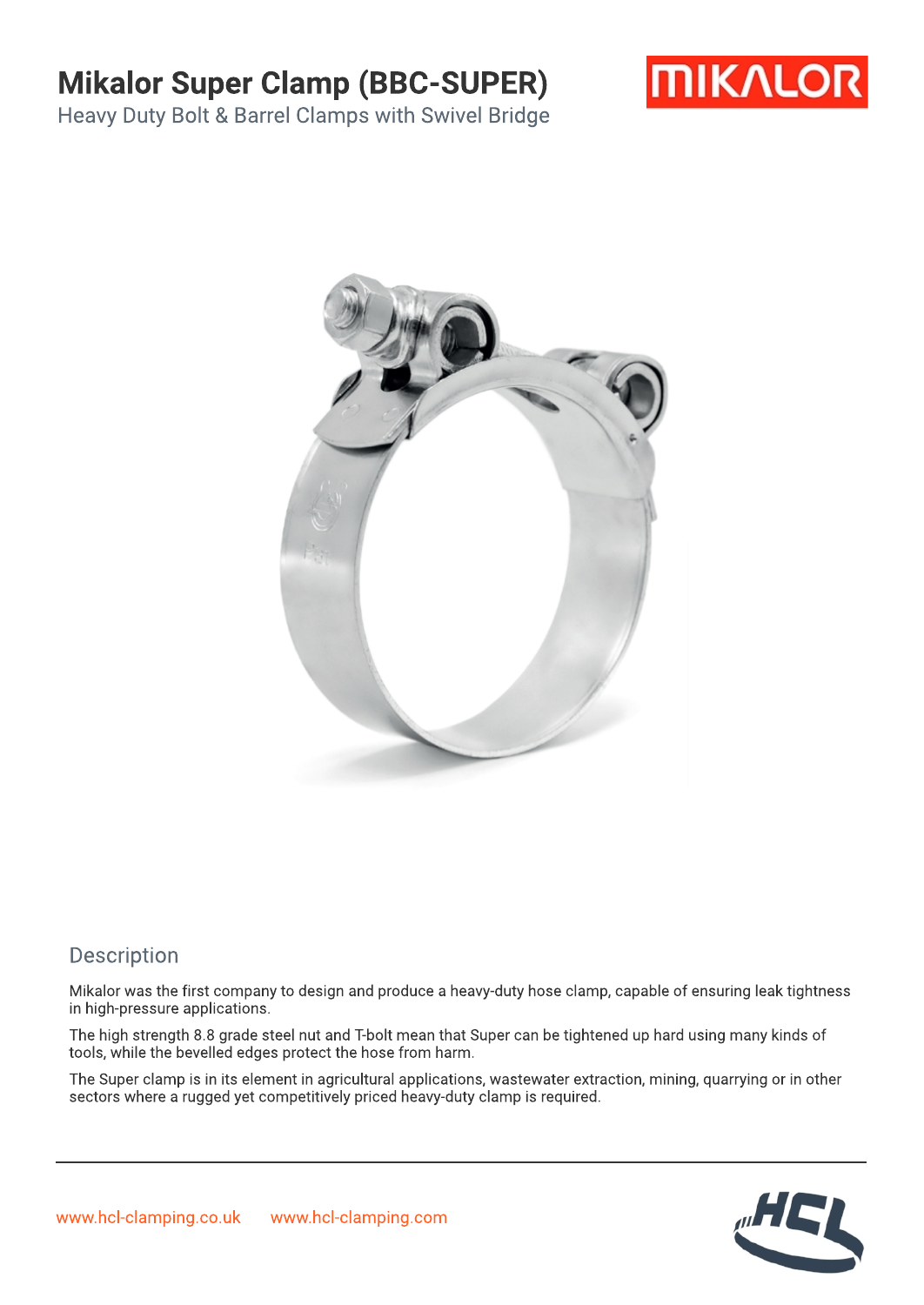# Mikalor Super Clamp (BBC-SUPER)

Heavy Duty Bolt & Barrel Clamps with Swivel Bridge

## Description

Mikalor was the first company to design and produce a heavy-duty hose clamp, capable of ensuring leak tightness in high-pressure applications.

The high strength 8.8 grade steel nut and T-bolt mean that Super can be tightened up hard using many kinds of tools, while the bevelled edges protect the hose from harm.

The Super clamp is in its element in agricultural applications, wastewater extraction, mining, quarrying or in other sectors where a rugged yet competitively priced heavy-duty clamp is required.

www.hcl-clamping.co.uk www.hcl-clamping.com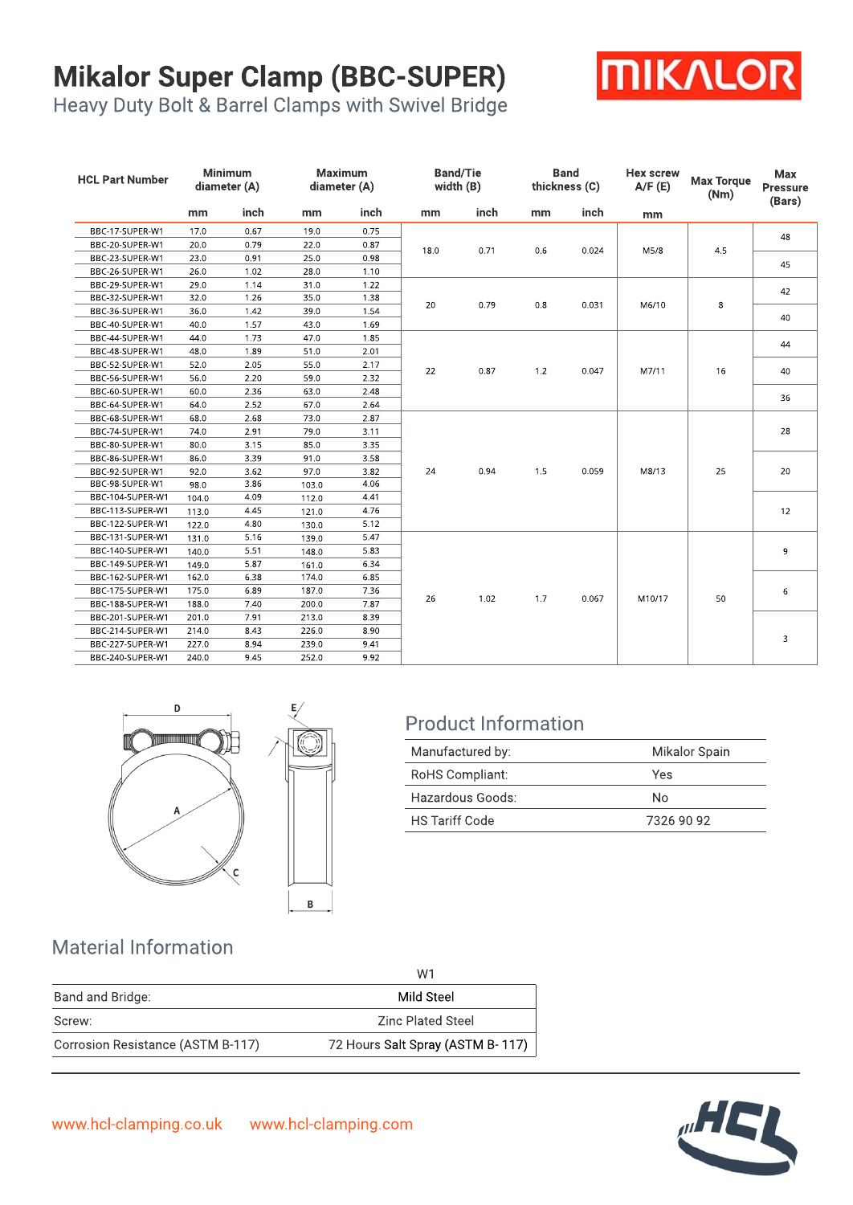# Mikalor Super Clamp (BBC-SUPER)

Heavy Duty Bolt & Barrel Clamps with Swivel Bridge

| HCL Part Number | Minimum diameter (A) | | Maximum diameter (A) | | Band/Tie width (B) | | Band thickness (C) | | Hex screw A/F (E) | Max Torque (Nm) | Max Pressure (Bars) |
|---|---|---|---|---|---|---|---|---|---|---|---|
| | mm | inch | mm | inch | mm | inch | mm | inch | mm | | |
| BBC-17-SUPER-W1 | 17.0 | 0.67 | 19.0 | 0.75 | 18.0 | 0.71 | 0.6 | 0.024 | M5/8 | 4.5 | 48 |
| BBC-20-SUPER-W1 | 20.0 | 0.79 | 22.0 | 0.87 | 18.0 | 0.71 | 0.6 | 0.024 | M5/8 | 4.5 | 48 |
| BBC-23-SUPER-W1 | 23.0 | 0.91 | 25.0 | 0.98 | 18.0 | 0.71 | 0.6 | 0.024 | M5/8 | 4.5 | 45 |
| BBC-26-SUPER-W1 | 26.0 | 1.02 | 28.0 | 1.10 | 18.0 | 0.71 | 0.6 | 0.024 | M5/8 | 4.5 | 45 |
| BBC-29-SUPER-W1 | 29.0 | 1.14 | 31.0 | 1.22 | 20 | 0.79 | 0.8 | 0.031 | M6/10 | 8 | 42 |
| BBC-32-SUPER-W1 | 32.0 | 1.26 | 35.0 | 1.38 | 20 | 0.79 | 0.8 | 0.031 | M6/10 | 8 | 42 |
| BBC-36-SUPER-W1 | 36.0 | 1.42 | 39.0 | 1.54 | 20 | 0.79 | 0.8 | 0.031 | M6/10 | 8 | 40 |
| BBC-40-SUPER-W1 | 40.0 | 1.57 | 43.0 | 1.69 | 20 | 0.79 | 0.8 | 0.031 | M6/10 | 8 | 40 |
| BBC-44-SUPER-W1 | 44.0 | 1.73 | 47.0 | 1.85 | 22 | 0.87 | 1.2 | 0.047 | M7/11 | 16 | 44 |
| BBC-48-SUPER-W1 | 48.0 | 1.89 | 51.0 | 2.01 | 22 | 0.87 | 1.2 | 0.047 | M7/11 | 16 | 44 |
| BBC-52-SUPER-W1 | 52.0 | 2.05 | 55.0 | 2.17 | 22 | 0.87 | 1.2 | 0.047 | M7/11 | 16 | 40 |
| BBC-56-SUPER-W1 | 56.0 | 2.20 | 59.0 | 2.32 | 22 | 0.87 | 1.2 | 0.047 | M7/11 | 16 | 40 |
| BBC-60-SUPER-W1 | 60.0 | 2.36 | 63.0 | 2.48 | 22 | 0.87 | 1.2 | 0.047 | M7/11 | 16 | 36 |
| BBC-64-SUPER-W1 | 64.0 | 2.52 | 67.0 | 2.64 | 22 | 0.87 | 1.2 | 0.047 | M7/11 | 16 | 36 |
| BBC-68-SUPER-W1 | 68.0 | 2.68 | 73.0 | 2.87 | 24 | 0.94 | 1.5 | 0.059 | M8/13 | 25 | 28 |
| BBC-74-SUPER-W1 | 74.0 | 2.91 | 79.0 | 3.11 | 24 | 0.94 | 1.5 | 0.059 | M8/13 | 25 | 28 |
| BBC-80-SUPER-W1 | 80.0 | 3.15 | 85.0 | 3.35 | 24 | 0.94 | 1.5 | 0.059 | M8/13 | 25 | 28 |
| BBC-86-SUPER-W1 | 86.0 | 3.39 | 91.0 | 3.58 | 24 | 0.94 | 1.5 | 0.059 | M8/13 | 25 | 20 |
| BBC-92-SUPER-W1 | 92.0 | 3.62 | 97.0 | 3.82 | 24 | 0.94 | 1.5 | 0.059 | M8/13 | 25 | 20 |
| BBC-98-SUPER-W1 | 98.0 | 3.86 | 103.0 | 4.06 | 24 | 0.94 | 1.5 | 0.059 | M8/13 | 25 | 20 |
| BBC-104-SUPER-W1 | 104.0 | 4.09 | 112.0 | 4.41 | 24 | 0.94 | 1.5 | 0.059 | M8/13 | 25 | 12 |
| BBC-113-SUPER-W1 | 113.0 | 4.45 | 121.0 | 4.76 | 24 | 0.94 | 1.5 | 0.059 | M8/13 | 25 | 12 |
| BBC-122-SUPER-W1 | 122.0 | 4.80 | 130.0 | 5.12 | 24 | 0.94 | 1.5 | 0.059 | M8/13 | 25 | 12 |
| BBC-131-SUPER-W1 | 131.0 | 5.16 | 139.0 | 5.47 | 26 | 1.02 | 1.7 | 0.067 | M10/17 | 50 | 9 |
| BBC-140-SUPER-W1 | 140.0 | 5.51 | 148.0 | 5.83 | 26 | 1.02 | 1.7 | 0.067 | M10/17 | 50 | 9 |
| BBC-149-SUPER-W1 | 149.0 | 5.87 | 161.0 | 6.34 | 26 | 1.02 | 1.7 | 0.067 | M10/17 | 50 | 9 |
| BBC-162-SUPER-W1 | 162.0 | 6.38 | 174.0 | 6.85 | 26 | 1.02 | 1.7 | 0.067 | M10/17 | 50 | 6 |
| BBC-175-SUPER-W1 | 175.0 | 6.89 | 187.0 | 7.36 | 26 | 1.02 | 1.7 | 0.067 | M10/17 | 50 | 6 |
| BBC-188-SUPER-W1 | 188.0 | 7.40 | 200.0 | 7.87 | 26 | 1.02 | 1.7 | 0.067 | M10/17 | 50 | 6 |
| BBC-201-SUPER-W1 | 201.0 | 7.91 | 213.0 | 8.39 | 26 | 1.02 | 1.7 | 0.067 | M10/17 | 50 | 3 |
| BBC-214-SUPER-W1 | 214.0 | 8.43 | 226.0 | 8.90 | 26 | 1.02 | 1.7 | 0.067 | M10/17 | 50 | 3 |
| BBC-227-SUPER-W1 | 227.0 | 8.94 | 239.0 | 9.41 | 26 | 1.02 | 1.7 | 0.067 | M10/17 | 50 | 3 |
| BBC-240-SUPER-W1 | 240.0 | 9.45 | 252.0 | 9.92 | 26 | 1.02 | 1.7 | 0.067 | M10/17 | 50 | 3 |

D

E

A

C

B

## Product Information

| | |
|---|---|
| Manufactured by: | Mikalor Spain |
| RoHS Compliant: | Yes |
| Hazardous Goods: | No |
| HS Tariff Code | 7326 90 92 |

## Material Information

| | W1 |
|---|---|
| Band and Bridge: | Mild Steel |
| Screw: | Zinc Plated Steel |
| Corrosion Resistance (ASTM B-117) | 72 Hours Salt Spray (ASTM B- 117) |

www.hcl-clamping.co.uk www.hcl-clamping.com